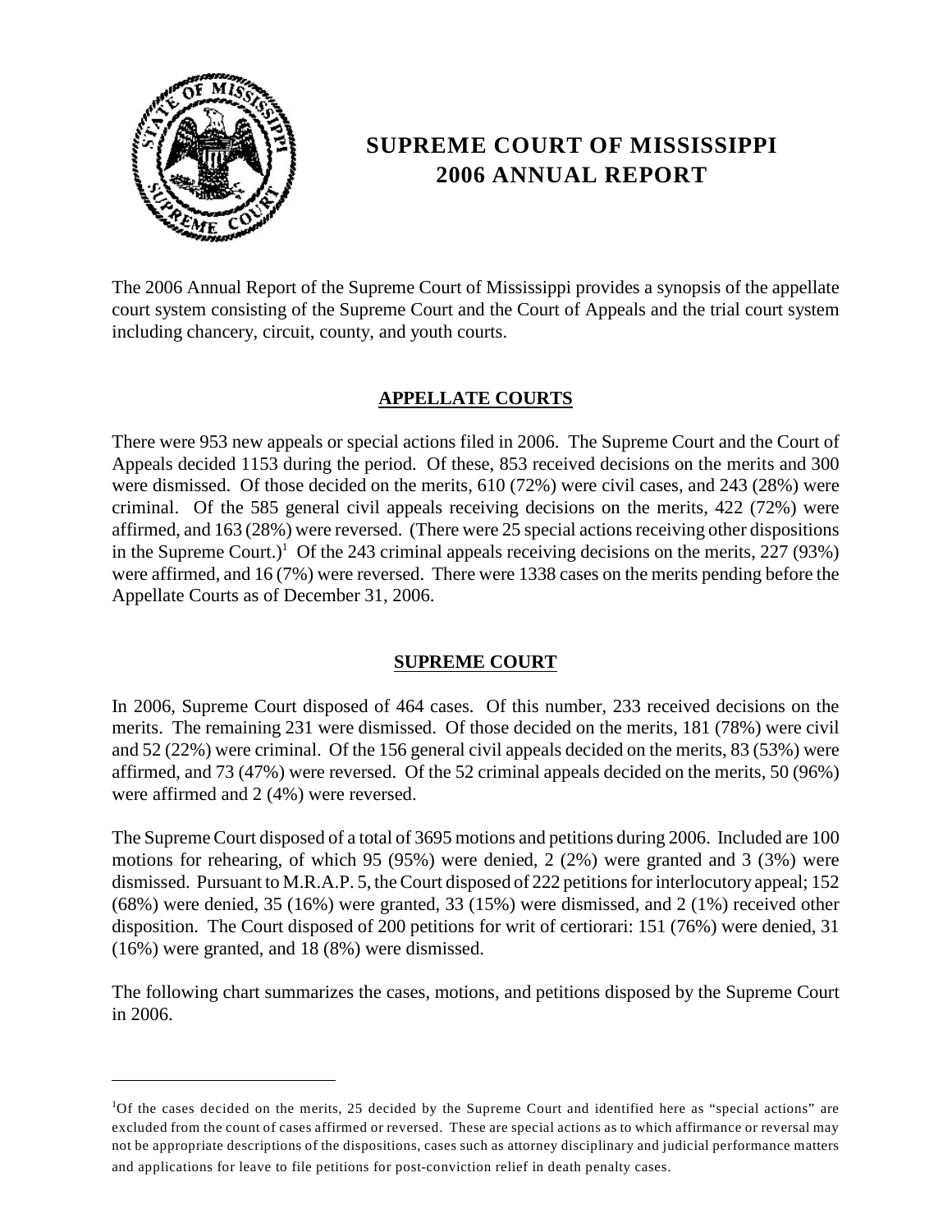# SUPREME COURT OF MISSISSIPPI
# 2006 ANNUAL REPORT

The 2006 Annual Report of the Supreme Court of Mississippi provides a synopsis of the appellate court system consisting of the Supreme Court and the Court of Appeals and the trial court system including chancery, circuit, county, and youth courts.

## APPELLATE COURTS

There were 953 new appeals or special actions filed in 2006. The Supreme Court and the Court of Appeals decided 1153 during the period. Of these, 853 received decisions on the merits and 300 were dismissed. Of those decided on the merits, 610 (72%) were civil cases, and 243 (28%) were criminal. Of the 585 general civil appeals receiving decisions on the merits, 422 (72%) were affirmed, and 163 (28%) were reversed. (There were 25 special actions receiving other dispositions in the Supreme Court.)[1] Of the 243 criminal appeals receiving decisions on the merits, 227 (93%) were affirmed, and 16 (7%) were reversed. There were 1338 cases on the merits pending before the Appellate Courts as of December 31, 2006.

## SUPREME COURT

In 2006, Supreme Court disposed of 464 cases. Of this number, 233 received decisions on the merits. The remaining 231 were dismissed. Of those decided on the merits, 181 (78%) were civil and 52 (22%) were criminal. Of the 156 general civil appeals decided on the merits, 83 (53%) were affirmed, and 73 (47%) were reversed. Of the 52 criminal appeals decided on the merits, 50 (96%) were affirmed and 2 (4%) were reversed.

The Supreme Court disposed of a total of 3695 motions and petitions during 2006. Included are 100 motions for rehearing, of which 95 (95%) were denied, 2 (2%) were granted and 3 (3%) were dismissed. Pursuant to M.R.A.P. 5, the Court disposed of 222 petitions for interlocutory appeal; 152 (68%) were denied, 35 (16%) were granted, 33 (15%) were dismissed, and 2 (1%) received other disposition. The Court disposed of 200 petitions for writ of certiorari: 151 (76%) were denied, 31 (16%) were granted, and 18 (8%) were dismissed.

The following chart summarizes the cases, motions, and petitions disposed by the Supreme Court in 2006.

---

[1] Of the cases decided on the merits, 25 decided by the Supreme Court and identified here as "special actions" are excluded from the count of cases affirmed or reversed. These are special actions as to which affirmance or reversal may not be appropriate descriptions of the dispositions, cases such as attorney disciplinary and judicial performance matters and applications for leave to file petitions for post-conviction relief in death penalty cases.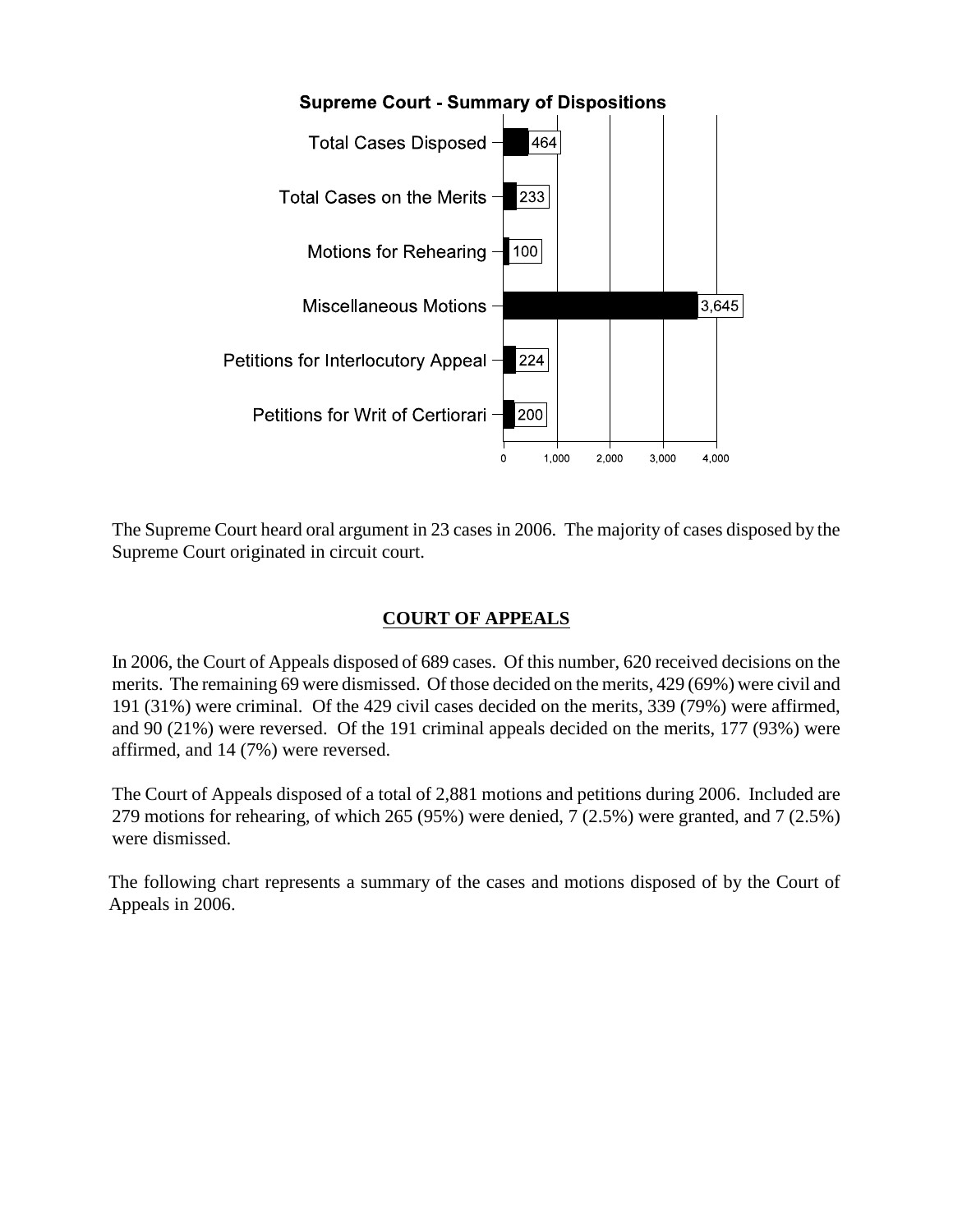**Supreme Court - Summary of Dispositions**

| Category | Count |
| --- | --- |
| Total Cases Disposed | 464 |
| Total Cases on the Merits | 233 |
| Motions for Rehearing | 100 |
| Miscellaneous Motions | 3,645 |
| Petitions for Interlocutory Appeal | 224 |
| Petitions for Writ of Certiorari | 200 |

The Supreme Court heard oral argument in 23 cases in 2006. The majority of cases disposed by the Supreme Court originated in circuit court.

## COURT OF APPEALS

In 2006, the Court of Appeals disposed of 689 cases. Of this number, 620 received decisions on the merits. The remaining 69 were dismissed. Of those decided on the merits, 429 (69%) were civil and 191 (31%) were criminal. Of the 429 civil cases decided on the merits, 339 (79%) were affirmed, and 90 (21%) were reversed. Of the 191 criminal appeals decided on the merits, 177 (93%) were affirmed, and 14 (7%) were reversed.

The Court of Appeals disposed of a total of 2,881 motions and petitions during 2006. Included are 279 motions for rehearing, of which 265 (95%) were denied, 7 (2.5%) were granted, and 7 (2.5%) were dismissed.

The following chart represents a summary of the cases and motions disposed of by the Court of Appeals in 2006.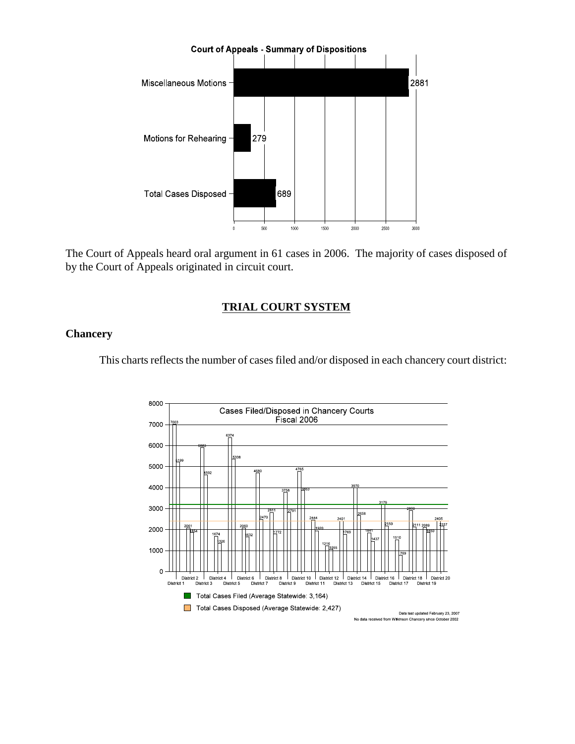**Court of Appeals - Summary of Dispositions**

| Category | Count |
|---|---|
| Miscellaneous Motions | 2881 |
| Motions for Rehearing | 279 |
| Total Cases Disposed | 689 |

The Court of Appeals heard oral argument in 61 cases in 2006. The majority of cases disposed of by the Court of Appeals originated in circuit court.

## TRIAL COURT SYSTEM

### Chancery

This charts reflects the number of cases filed and/or disposed in each chancery court district:

**Cases Filed/Disposed in Chancery Courts Fiscal 2006**

| District | Total Cases Filed | Total Cases Disposed |
|---|---|---|
| District 1 | 7003 | 5199 |
| District 2 | 2061 | 1854 |
| District 3 | 5883 | 4592 |
| District 4 | 1674 | 1326 |
| District 5 | 6374 | 5338 |
| District 6 | 2060 | 1632 |
| District 7 | 4680 | 2470 |
| District 8 | 2811 | 1772 |
| District 9 | 3758 | 2791 |
| District 10 | 4765 | 3863 |
| District 11 | 2444 | 1920 |
| District 12 | 1216 | 1055 |
| District 13 | 2401 | 1769 |
| District 14 | 3970 | 2658 |
| District 15 | 1841 | 1437 |
| District 16 | 3179 | 2159 |
| District 17 | 1510 | 769 |
| District 18 | 2890 | 2111 |
| District 19 | 2089 | 1850 |
| District 20 | 2405 | 2157 |

Total Cases Filed (Average Statewide: 3,164)

Total Cases Disposed (Average Statewide: 2,427)

Data last updated February 23, 2007

No data received from Wilkinson Chancery since October 2002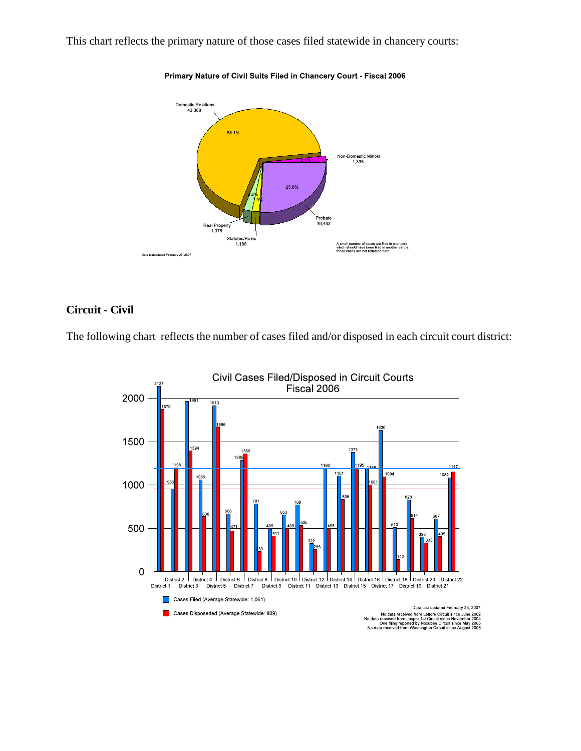This chart reflects the primary nature of those cases filed statewide in chancery courts:

**Primary Nature of Civil Suits Filed in Chancery Court - Fiscal 2006**

| Category | Cases | Percent |
| --- | --- | --- |
| Domestic Relations | 43,388 | 68.1% |
| Non-Domestic Minors | 1,336 | 2.1% |
| Probate | 16,462 | 25.8% |
| Statutes/Rules | 1,188 | 1.9% |
| Real Property | 1,378 | 2.2% |

A small number of cases are filed in chancery which should have been filed in another venue; those cases are not reflected here.

Data last updated February 23, 2007

## Circuit - Civil

The following chart reflects the number of cases filed and/or disposed in each circuit court district:

**Civil Cases Filed/Disposed in Circuit Courts Fiscal 2006**

| District | Cases Filed | Cases Disposed |
| --- | --- | --- |
| District 1 | 2137 | 1870 |
| District 2 | 956 | 1198 |
| District 3 | 1961 | 1394 |
| District 4 | 1059 | 638 |
| District 5 | 1913 | 1666 |
| District 6 | 666 | 471 |
| District 7 | 1285 | 1360 |
| District 8 | 781 | 230 |
| District 9 | 495 | 411 |
| District 10 | 653 | 495 |
| District 11 | 768 | 535 |
| District 12 | 322 | 256 |
| District 13 | 1192 | 496 |
| District 14 | 1101 | 835 |
| District 15 | 1372 | 1195 |
| District 16 | 1186 | 1001 |
| District 17 | 1630 | 1094 |
| District 18 | 510 | 142 |
| District 19 | 828 | 614 |
| District 20 | 398 | 333 |
| District 21 | 607 | 405 |
| District 22 | 1082 | 1147 |

Cases Filed (Average Statewide: 1,061)

Cases Disposeded (Average Statewide: 809)

Data last updated February 23, 2007
No data received from Leflore Circuit since June 2002
No data received from Jasper 1st Circuit since November 2004
One filing reported by Noxubee Circuit since May 2005
No data received from Washington Circuit since August 2006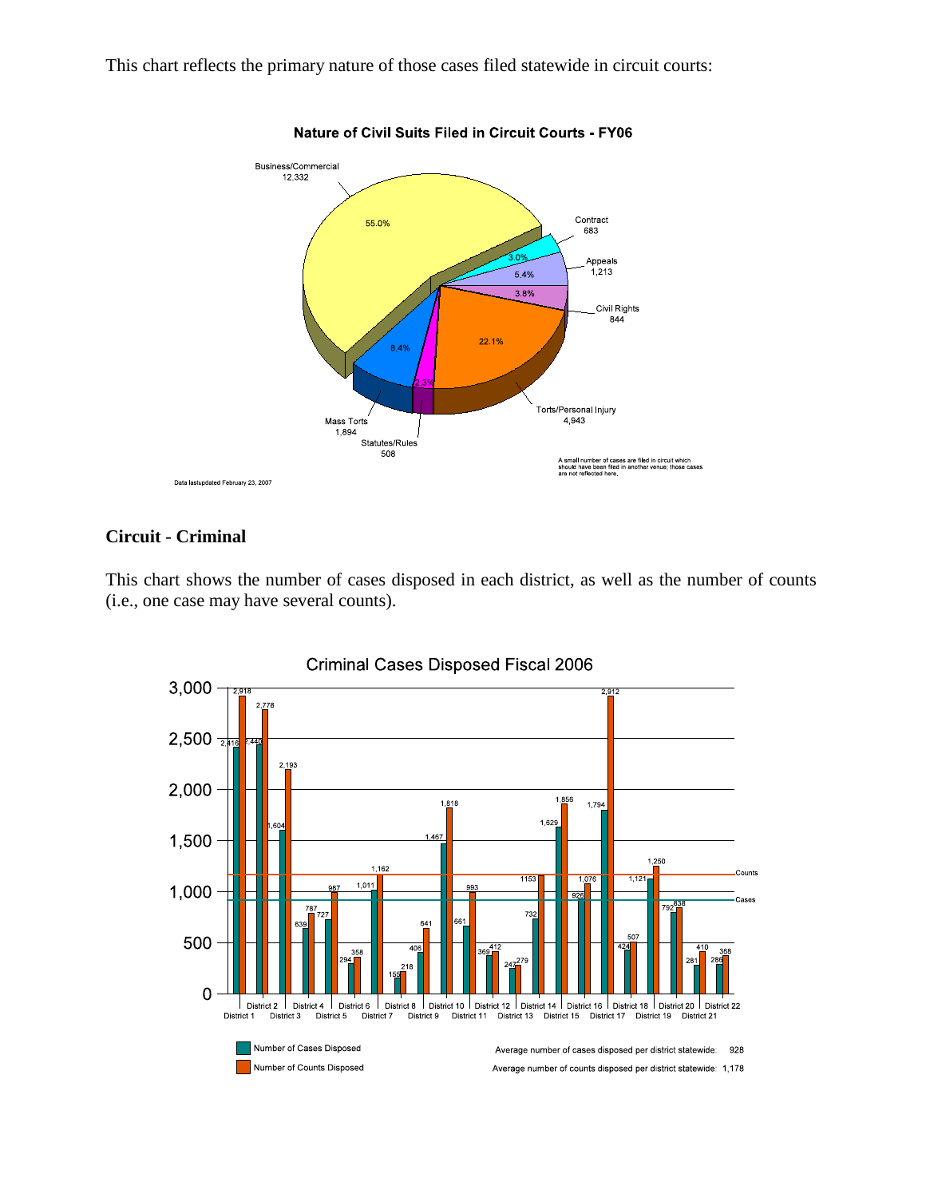This chart reflects the primary nature of those cases filed statewide in circuit courts:

**Nature of Civil Suits Filed in Circuit Courts - FY06**

| Nature | Cases | Percent |
|---|---|---|
| Business/Commercial | 12,332 | 55.0% |
| Contract | 683 | 3.0% |
| Appeals | 1,213 | 5.4% |
| Civil Rights | 844 | 3.8% |
| Torts/Personal Injury | 4,943 | 22.1% |
| Statutes/Rules | 508 | 2.3% |
| Mass Torts | 1,894 | 8.4% |

A small number of cases are filed in circuit which should have been filed in another venue; those cases are not reflected here.

Data lastupdated February 23, 2007

## Circuit - Criminal

This chart shows the number of cases disposed in each district, as well as the number of counts (i.e., one case may have several counts).

**Criminal Cases Disposed Fiscal 2006**

| District | Number of Cases Disposed | Number of Counts Disposed |
|---|---|---|
| District 1 | 2,418 | 2,918 |
| District 2 | 2,440 | 2,778 |
| District 3 | 1,604 | 2,193 |
| District 4 | 639 | 787 |
| District 5 | 727 | 987 |
| District 6 | 294 | 358 |
| District 7 | 1,011 | 1,162 |
| District 8 | 155 | 218 |
| District 9 | 406 | 641 |
| District 10 | 1,467 | 1,818 |
| District 11 | 661 | 993 |
| District 12 | 369 | 412 |
| District 13 | 243 | 279 |
| District 14 | 732 | 1153 |
| District 15 | 1,629 | 1,856 |
| District 16 | 926 | 1,076 |
| District 17 | 1,794 | 2,912 |
| District 18 | 424 | 507 |
| District 19 | 1,121 | 1,250 |
| District 20 | 792 | 838 |
| District 21 | 281 | 410 |
| District 22 | 286 | 368 |

Average number of cases disposed per district statewide: 928

Average number of counts disposed per district statewide: 1,178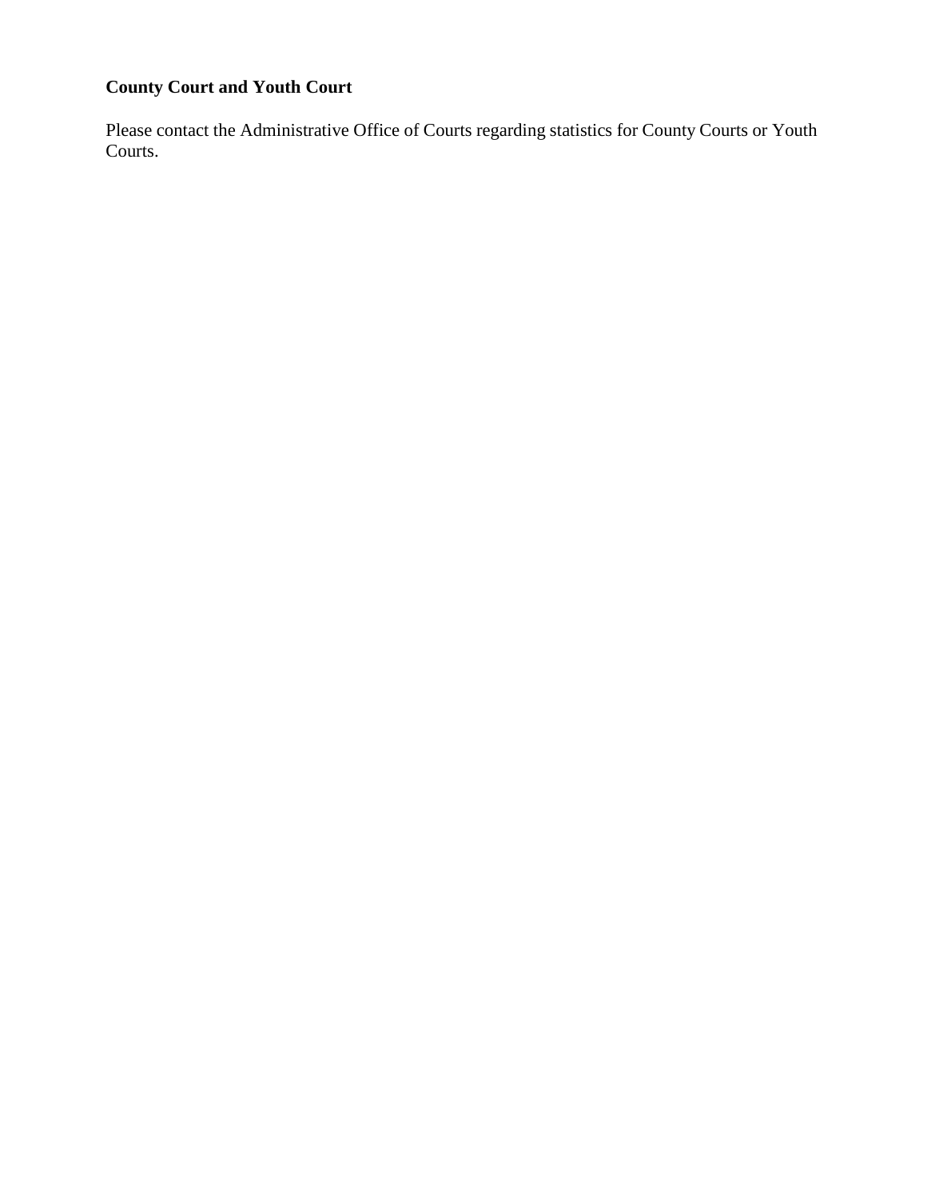**County Court and Youth Court**

Please contact the Administrative Office of Courts regarding statistics for County Courts or Youth Courts.